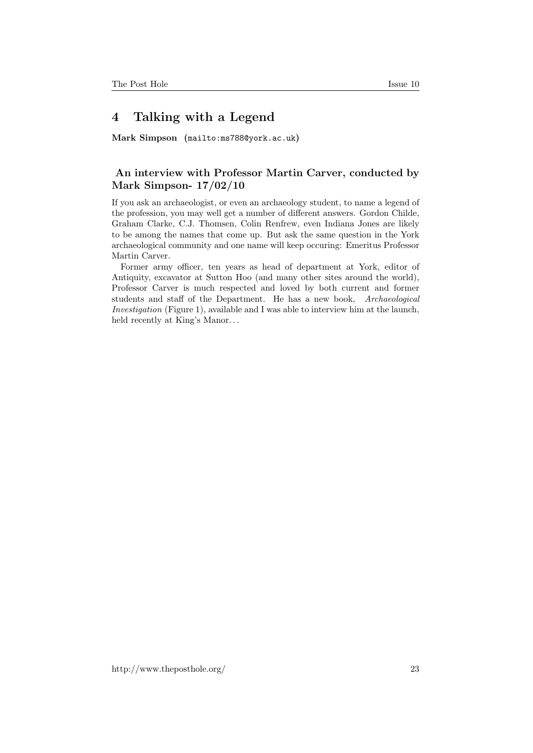## 4 Talking with a Legend

**Mark Simpson** (mailto:ms788@york.ac.uk)

### An interview with Professor Martin Carver, conducted by Mark Simpson- 17/02/10

If you ask an archaeologist, or even an archaeology student, to name a legend of the profession, you may well get a number of different answers. Gordon Childe, Graham Clarke, C.J. Thomsen, Colin Renfrew, even Indiana Jones are likely to be among the names that come up. But ask the same question in the York archaeological community and one name will keep occuring: Emeritus Professor Martin Carver.

Former army officer, ten years as head of department at York, editor of Antiquity, excavator at Sutton Hoo (and many other sites around the world), Professor Carver is much respected and loved by both current and former students and staff of the Department. He has a new book, *Archaeological Investigation* (Figure 1), available and I was able to interview him at the launch, held recently at King's Manor...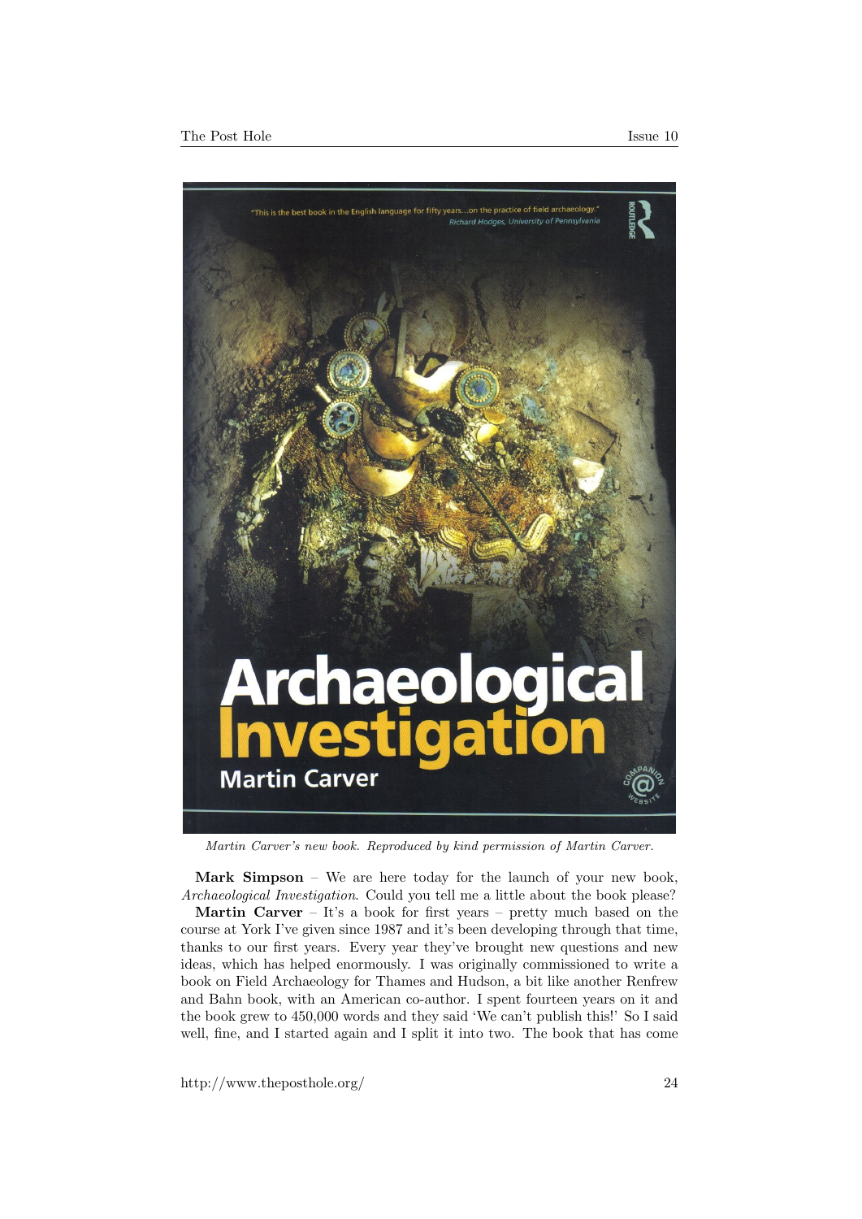*Martin Carver's new book. Reproduced by kind permission of Martin Carver.*

**Mark Simpson** – We are here today for the launch of your new book, *Archaeological Investigation*. Could you tell me a little about the book please?

**Martin Carver** – It's a book for first years – pretty much based on the course at York I've given since 1987 and it's been developing through that time, thanks to our first years. Every year they've brought new questions and new ideas, which has helped enormously. I was originally commissioned to write a book on Field Archaeology for Thames and Hudson, a bit like another Renfrew and Bahn book, with an American co-author. I spent fourteen years on it and the book grew to 450,000 words and they said 'We can't publish this!' So I said well, fine, and I started again and I split it into two. The book that has come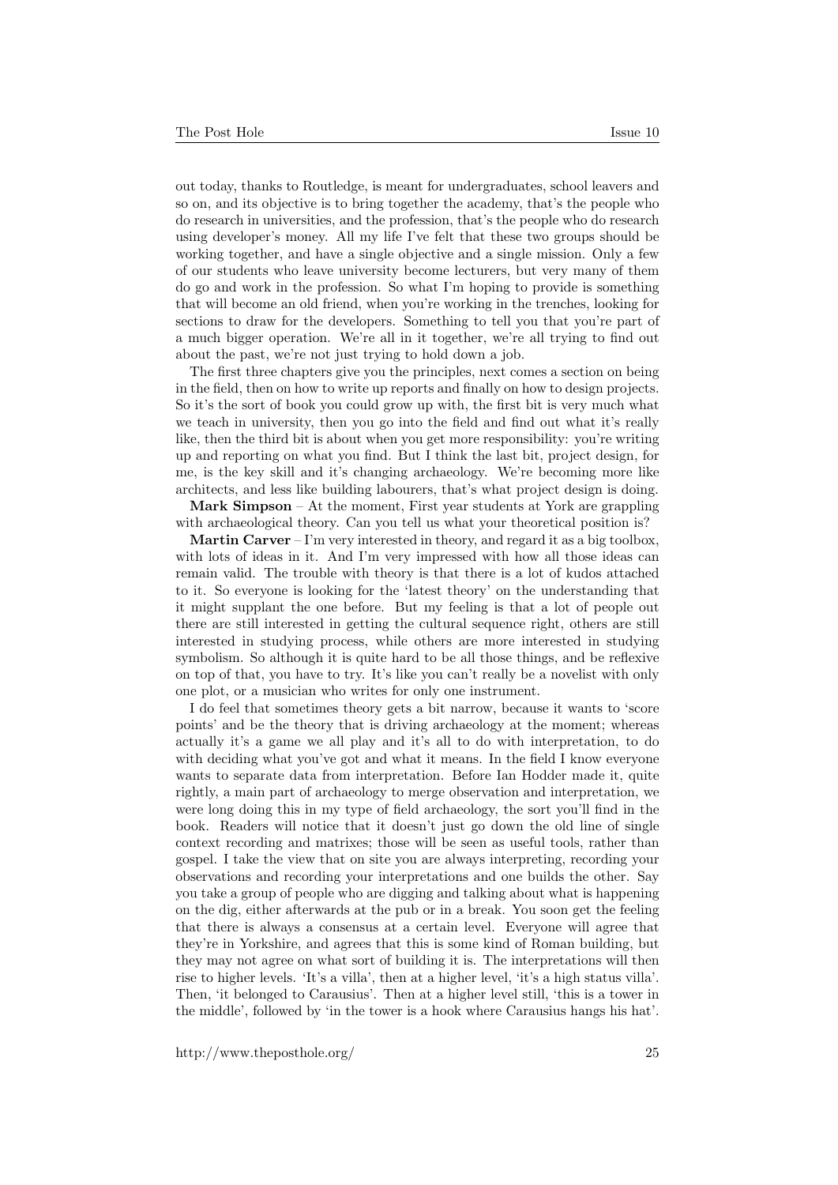out today, thanks to Routledge, is meant for undergraduates, school leavers and so on, and its objective is to bring together the academy, that's the people who do research in universities, and the profession, that's the people who do research using developer's money. All my life I've felt that these two groups should be working together, and have a single objective and a single mission. Only a few of our students who leave university become lecturers, but very many of them do go and work in the profession. So what I'm hoping to provide is something that will become an old friend, when you're working in the trenches, looking for sections to draw for the developers. Something to tell you that you're part of a much bigger operation. We're all in it together, we're all trying to find out about the past, we're not just trying to hold down a job.

The first three chapters give you the principles, next comes a section on being in the field, then on how to write up reports and finally on how to design projects. So it's the sort of book you could grow up with, the first bit is very much what we teach in university, then you go into the field and find out what it's really like, then the third bit is about when you get more responsibility: you're writing up and reporting on what you find. But I think the last bit, project design, for me, is the key skill and it's changing archaeology. We're becoming more like architects, and less like building labourers, that's what project design is doing.

**Mark Simpson** – At the moment, First year students at York are grappling with archaeological theory. Can you tell us what your theoretical position is?

**Martin Carver** – I'm very interested in theory, and regard it as a big toolbox, with lots of ideas in it. And I'm very impressed with how all those ideas can remain valid. The trouble with theory is that there is a lot of kudos attached to it. So everyone is looking for the 'latest theory' on the understanding that it might supplant the one before. But my feeling is that a lot of people out there are still interested in getting the cultural sequence right, others are still interested in studying process, while others are more interested in studying symbolism. So although it is quite hard to be all those things, and be reflexive on top of that, you have to try. It's like you can't really be a novelist with only one plot, or a musician who writes for only one instrument.

I do feel that sometimes theory gets a bit narrow, because it wants to 'score points' and be the theory that is driving archaeology at the moment; whereas actually it's a game we all play and it's all to do with interpretation, to do with deciding what you've got and what it means. In the field I know everyone wants to separate data from interpretation. Before Ian Hodder made it, quite rightly, a main part of archaeology to merge observation and interpretation, we were long doing this in my type of field archaeology, the sort you'll find in the book. Readers will notice that it doesn't just go down the old line of single context recording and matrixes; those will be seen as useful tools, rather than gospel. I take the view that on site you are always interpreting, recording your observations and recording your interpretations and one builds the other. Say you take a group of people who are digging and talking about what is happening on the dig, either afterwards at the pub or in a break. You soon get the feeling that there is always a consensus at a certain level. Everyone will agree that they're in Yorkshire, and agrees that this is some kind of Roman building, but they may not agree on what sort of building it is. The interpretations will then rise to higher levels. 'It's a villa', then at a higher level, 'it's a high status villa'. Then, 'it belonged to Carausius'. Then at a higher level still, 'this is a tower in the middle', followed by 'in the tower is a hook where Carausius hangs his hat'.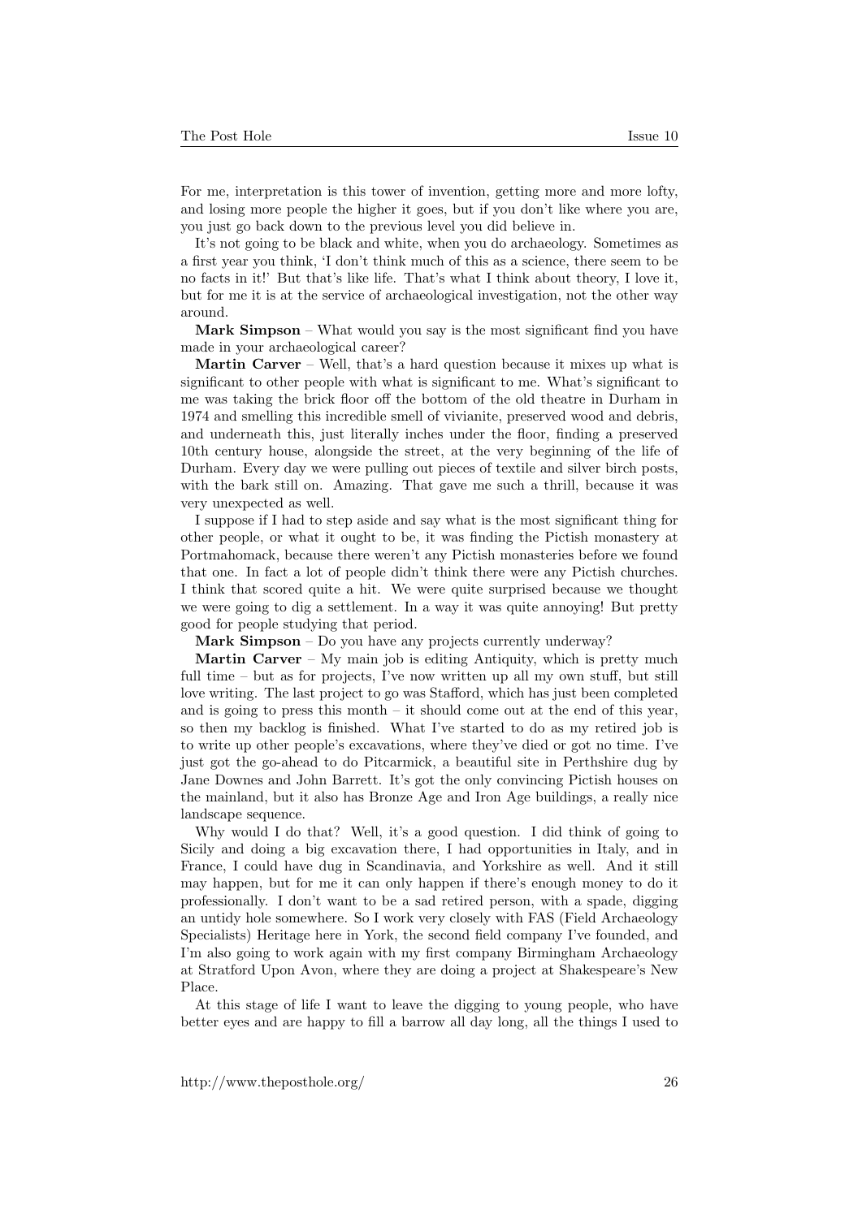For me, interpretation is this tower of invention, getting more and more lofty, and losing more people the higher it goes, but if you don't like where you are, you just go back down to the previous level you did believe in.

It's not going to be black and white, when you do archaeology. Sometimes as a first year you think, 'I don't think much of this as a science, there seem to be no facts in it!' But that's like life. That's what I think about theory, I love it, but for me it is at the service of archaeological investigation, not the other way around.

**Mark Simpson** – What would you say is the most significant find you have made in your archaeological career?

**Martin Carver** – Well, that's a hard question because it mixes up what is significant to other people with what is significant to me. What's significant to me was taking the brick floor off the bottom of the old theatre in Durham in 1974 and smelling this incredible smell of vivianite, preserved wood and debris, and underneath this, just literally inches under the floor, finding a preserved 10th century house, alongside the street, at the very beginning of the life of Durham. Every day we were pulling out pieces of textile and silver birch posts, with the bark still on. Amazing. That gave me such a thrill, because it was very unexpected as well.

I suppose if I had to step aside and say what is the most significant thing for other people, or what it ought to be, it was finding the Pictish monastery at Portmahomack, because there weren't any Pictish monasteries before we found that one. In fact a lot of people didn't think there were any Pictish churches. I think that scored quite a hit. We were quite surprised because we thought we were going to dig a settlement. In a way it was quite annoying! But pretty good for people studying that period.

**Mark Simpson** – Do you have any projects currently underway?

**Martin Carver** – My main job is editing Antiquity, which is pretty much full time – but as for projects, I've now written up all my own stuff, but still love writing. The last project to go was Stafford, which has just been completed and is going to press this month – it should come out at the end of this year, so then my backlog is finished. What I've started to do as my retired job is to write up other people's excavations, where they've died or got no time. I've just got the go-ahead to do Pitcarmick, a beautiful site in Perthshire dug by Jane Downes and John Barrett. It's got the only convincing Pictish houses on the mainland, but it also has Bronze Age and Iron Age buildings, a really nice landscape sequence.

Why would I do that? Well, it's a good question. I did think of going to Sicily and doing a big excavation there, I had opportunities in Italy, and in France, I could have dug in Scandinavia, and Yorkshire as well. And it still may happen, but for me it can only happen if there's enough money to do it professionally. I don't want to be a sad retired person, with a spade, digging an untidy hole somewhere. So I work very closely with FAS (Field Archaeology Specialists) Heritage here in York, the second field company I've founded, and I'm also going to work again with my first company Birmingham Archaeology at Stratford Upon Avon, where they are doing a project at Shakespeare's New Place.

At this stage of life I want to leave the digging to young people, who have better eyes and are happy to fill a barrow all day long, all the things I used to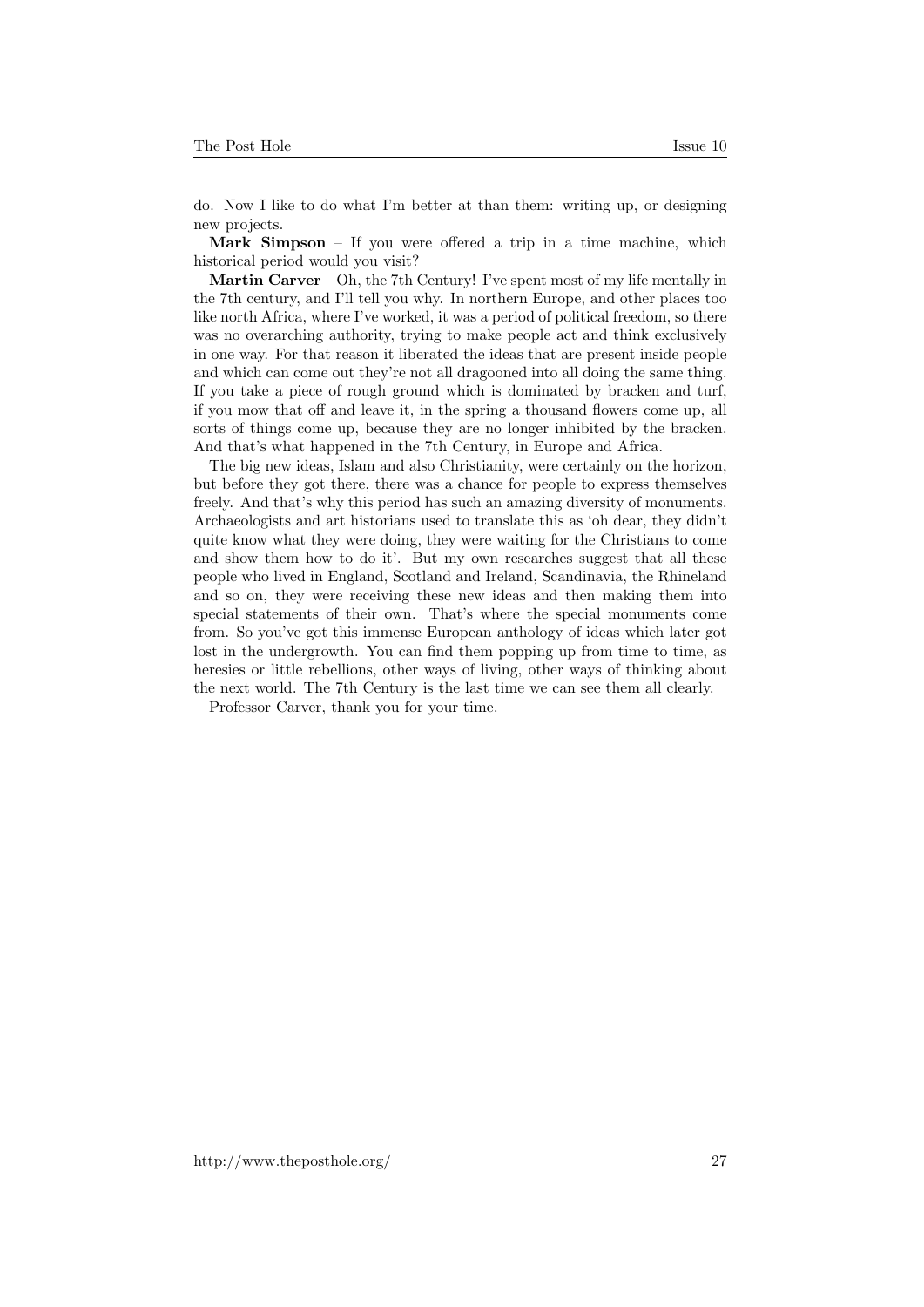do. Now I like to do what I'm better at than them: writing up, or designing new projects.

**Mark Simpson** – If you were offered a trip in a time machine, which historical period would you visit?

**Martin Carver** – Oh, the 7th Century! I've spent most of my life mentally in the 7th century, and I'll tell you why. In northern Europe, and other places too like north Africa, where I've worked, it was a period of political freedom, so there was no overarching authority, trying to make people act and think exclusively in one way. For that reason it liberated the ideas that are present inside people and which can come out they're not all dragooned into all doing the same thing. If you take a piece of rough ground which is dominated by bracken and turf, if you mow that off and leave it, in the spring a thousand flowers come up, all sorts of things come up, because they are no longer inhibited by the bracken. And that's what happened in the 7th Century, in Europe and Africa.

The big new ideas, Islam and also Christianity, were certainly on the horizon, but before they got there, there was a chance for people to express themselves freely. And that's why this period has such an amazing diversity of monuments. Archaeologists and art historians used to translate this as 'oh dear, they didn't quite know what they were doing, they were waiting for the Christians to come and show them how to do it'. But my own researches suggest that all these people who lived in England, Scotland and Ireland, Scandinavia, the Rhineland and so on, they were receiving these new ideas and then making them into special statements of their own. That's where the special monuments come from. So you've got this immense European anthology of ideas which later got lost in the undergrowth. You can find them popping up from time to time, as heresies or little rebellions, other ways of living, other ways of thinking about the next world. The 7th Century is the last time we can see them all clearly.

Professor Carver, thank you for your time.